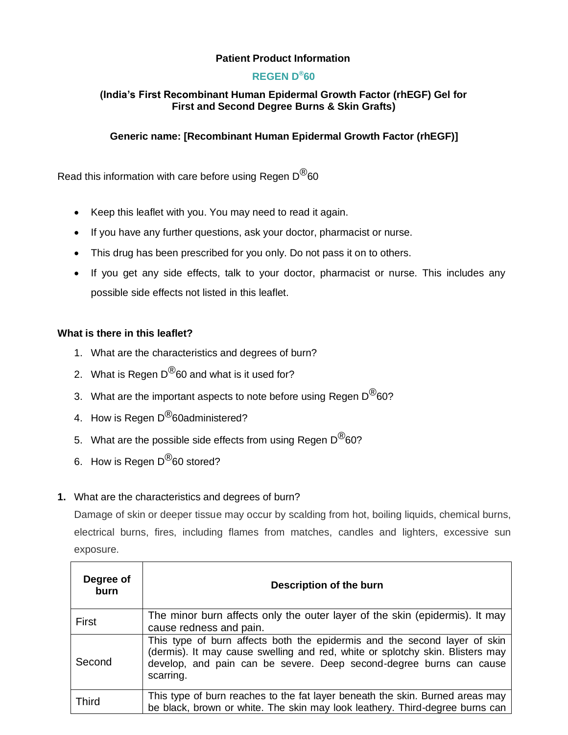**Patient Product Information**

**REGEN D®60**

**(India's First Recombinant Human Epidermal Growth Factor (rhEGF) Gel for First and Second Degree Burns & Skin Grafts)**

**Generic name: [Recombinant Human Epidermal Growth Factor (rhEGF)]**

Read this information with care before using Regen D®60

- Keep this leaflet with you. You may need to read it again.
- If you have any further questions, ask your doctor, pharmacist or nurse.
- This drug has been prescribed for you only. Do not pass it on to others.
- If you get any side effects, talk to your doctor, pharmacist or nurse. This includes any possible side effects not listed in this leaflet.

**What is there in this leaflet?**

1. What are the characteristics and degrees of burn?
2. What is Regen D®60 and what is it used for?
3. What are the important aspects to note before using Regen D®60?
4. How is Regen D®60administered?
5. What are the possible side effects from using Regen D®60?
6. How is Regen D®60 stored?

**1.** What are the characteristics and degrees of burn?

Damage of skin or deeper tissue may occur by scalding from hot, boiling liquids, chemical burns, electrical burns, fires, including flames from matches, candles and lighters, excessive sun exposure.

| Degree of burn | Description of the burn |
| --- | --- |
| First | The minor burn affects only the outer layer of the skin (epidermis). It may cause redness and pain. |
| Second | This type of burn affects both the epidermis and the second layer of skin (dermis). It may cause swelling and red, white or splotchy skin. Blisters may develop, and pain can be severe. Deep second-degree burns can cause scarring. |
| Third | This type of burn reaches to the fat layer beneath the skin. Burned areas may be black, brown or white. The skin may look leathery. Third-degree burns can |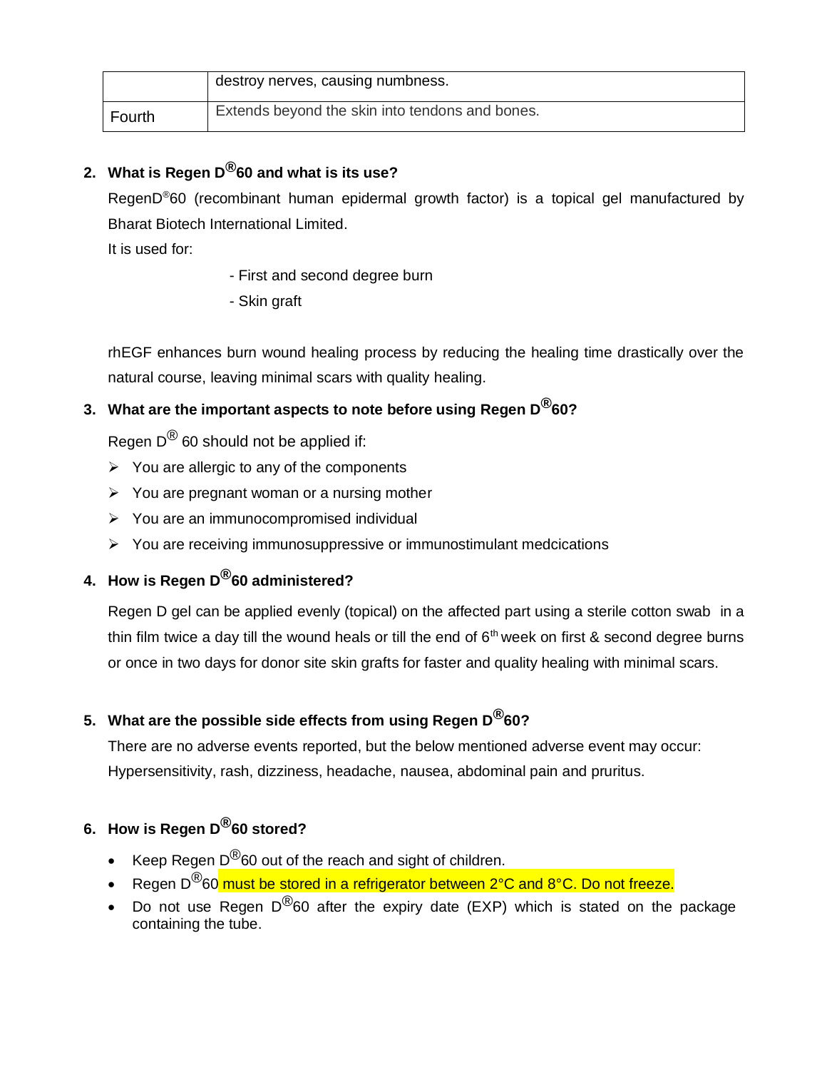| | |
|---|---|
| | destroy nerves, causing numbness. |
| Fourth | Extends beyond the skin into tendons and bones. |

2. **What is Regen D®60 and what is its use?**

   RegenD®60 (recombinant human epidermal growth factor) is a topical gel manufactured by Bharat Biotech International Limited.

   It is used for:

   - First and second degree burn
   - Skin graft

   rhEGF enhances burn wound healing process by reducing the healing time drastically over the natural course, leaving minimal scars with quality healing.

3. **What are the important aspects to note before using Regen D®60?**

   Regen D® 60 should not be applied if:

   - You are allergic to any of the components
   - You are pregnant woman or a nursing mother
   - You are an immunocompromised individual
   - You are receiving immunosuppressive or immunostimulant medcications

4. **How is Regen D®60 administered?**

   Regen D gel can be applied evenly (topical) on the affected part using a sterile cotton swab in a thin film twice a day till the wound heals or till the end of 6th week on first & second degree burns or once in two days for donor site skin grafts for faster and quality healing with minimal scars.

5. **What are the possible side effects from using Regen D®60?**

   There are no adverse events reported, but the below mentioned adverse event may occur: Hypersensitivity, rash, dizziness, headache, nausea, abdominal pain and pruritus.

6. **How is Regen D®60 stored?**

   - Keep Regen D®60 out of the reach and sight of children.
   - Regen D®60 must be stored in a refrigerator between 2°C and 8°C. Do not freeze.
   - Do not use Regen D®60 after the expiry date (EXP) which is stated on the package containing the tube.